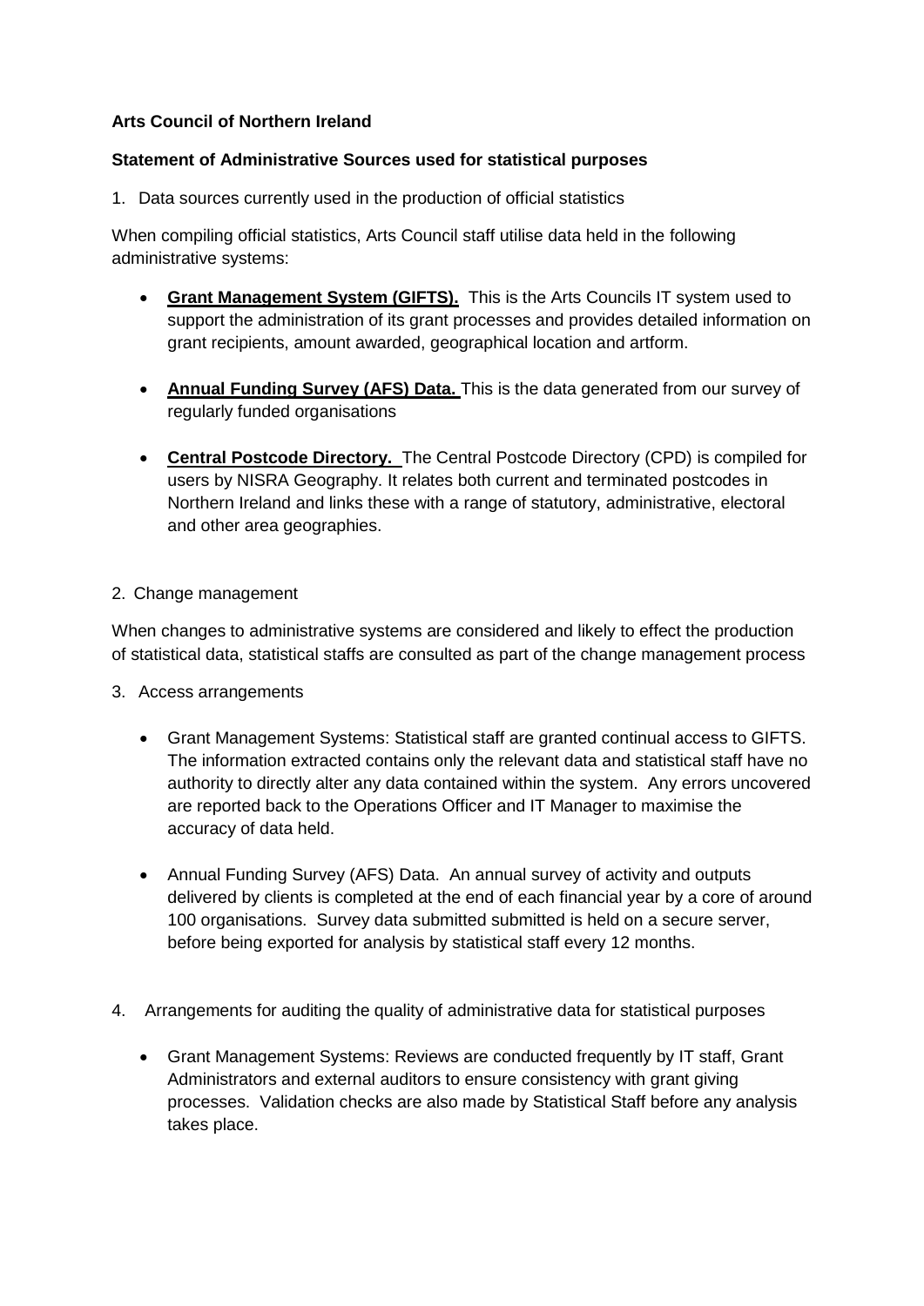**Arts Council of Northern Ireland**

**Statement of Administrative Sources used for statistical purposes**

1. Data sources currently used in the production of official statistics

When compiling official statistics, Arts Council staff utilise data held in the following administrative systems:

- **Grant Management System (GIFTS).** This is the Arts Councils IT system used to support the administration of its grant processes and provides detailed information on grant recipients, amount awarded, geographical location and artform.
- **Annual Funding Survey (AFS) Data.** This is the data generated from our survey of regularly funded organisations
- **Central Postcode Directory.** The Central Postcode Directory (CPD) is compiled for users by NISRA Geography. It relates both current and terminated postcodes in Northern Ireland and links these with a range of statutory, administrative, electoral and other area geographies.

2. Change management

When changes to administrative systems are considered and likely to effect the production of statistical data, statistical staffs are consulted as part of the change management process

3. Access arrangements

- Grant Management Systems: Statistical staff are granted continual access to GIFTS. The information extracted contains only the relevant data and statistical staff have no authority to directly alter any data contained within the system. Any errors uncovered are reported back to the Operations Officer and IT Manager to maximise the accuracy of data held.
- Annual Funding Survey (AFS) Data. An annual survey of activity and outputs delivered by clients is completed at the end of each financial year by a core of around 100 organisations. Survey data submitted submitted is held on a secure server, before being exported for analysis by statistical staff every 12 months.

4. Arrangements for auditing the quality of administrative data for statistical purposes

- Grant Management Systems: Reviews are conducted frequently by IT staff, Grant Administrators and external auditors to ensure consistency with grant giving processes. Validation checks are also made by Statistical Staff before any analysis takes place.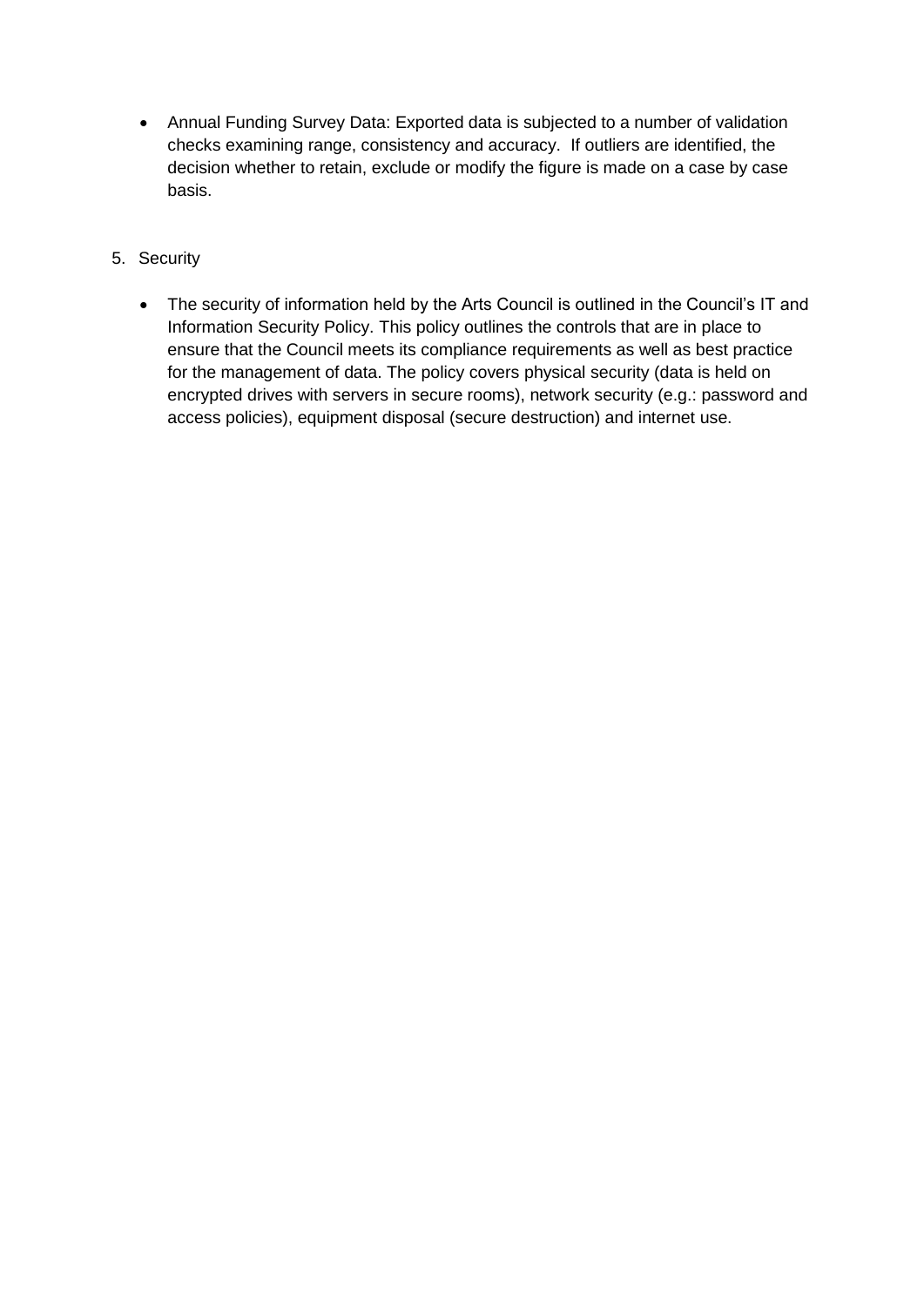- Annual Funding Survey Data: Exported data is subjected to a number of validation checks examining range, consistency and accuracy. If outliers are identified, the decision whether to retain, exclude or modify the figure is made on a case by case basis.

5. Security

- The security of information held by the Arts Council is outlined in the Council's IT and Information Security Policy. This policy outlines the controls that are in place to ensure that the Council meets its compliance requirements as well as best practice for the management of data. The policy covers physical security (data is held on encrypted drives with servers in secure rooms), network security (e.g.: password and access policies), equipment disposal (secure destruction) and internet use.